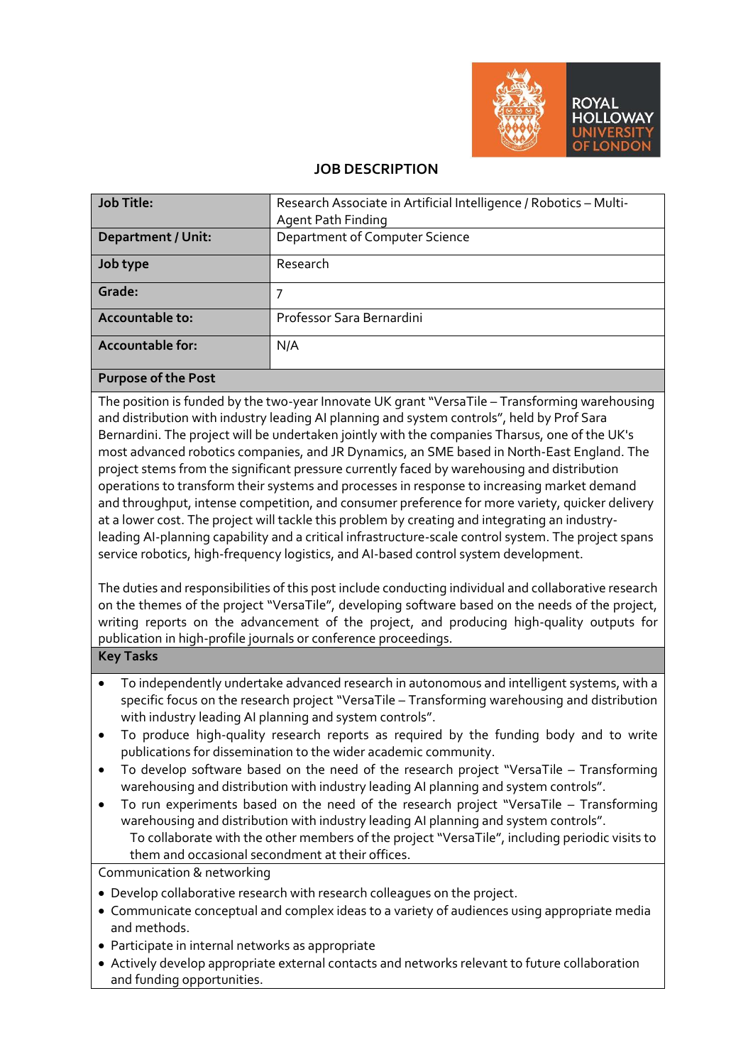# JOB DESCRIPTION

| Job Title: | Research Associate in Artificial Intelligence / Robotics – Multi-Agent Path Finding |
|---|---|
| Department / Unit: | Department of Computer Science |
| Job type | Research |
| Grade: | 7 |
| Accountable to: | Professor Sara Bernardini |
| Accountable for: | N/A |

## Purpose of the Post

The position is funded by the two-year Innovate UK grant "VersaTile – Transforming warehousing and distribution with industry leading AI planning and system controls", held by Prof Sara Bernardini. The project will be undertaken jointly with the companies Tharsus, one of the UK's most advanced robotics companies, and JR Dynamics, an SME based in North-East England. The project stems from the significant pressure currently faced by warehousing and distribution operations to transform their systems and processes in response to increasing market demand and throughput, intense competition, and consumer preference for more variety, quicker delivery at a lower cost. The project will tackle this problem by creating and integrating an industry-leading AI-planning capability and a critical infrastructure-scale control system. The project spans service robotics, high-frequency logistics, and AI-based control system development.

The duties and responsibilities of this post include conducting individual and collaborative research on the themes of the project "VersaTile", developing software based on the needs of the project, writing reports on the advancement of the project, and producing high-quality outputs for publication in high-profile journals or conference proceedings.

## Key Tasks

- To independently undertake advanced research in autonomous and intelligent systems, with a specific focus on the research project "VersaTile – Transforming warehousing and distribution with industry leading AI planning and system controls".
- To produce high-quality research reports as required by the funding body and to write publications for dissemination to the wider academic community.
- To develop software based on the need of the research project "VersaTile – Transforming warehousing and distribution with industry leading AI planning and system controls".
- To run experiments based on the need of the research project "VersaTile – Transforming warehousing and distribution with industry leading AI planning and system controls".
  To collaborate with the other members of the project "VersaTile", including periodic visits to them and occasional secondment at their offices.

Communication & networking

- Develop collaborative research with research colleagues on the project.
- Communicate conceptual and complex ideas to a variety of audiences using appropriate media and methods.
- Participate in internal networks as appropriate
- Actively develop appropriate external contacts and networks relevant to future collaboration and funding opportunities.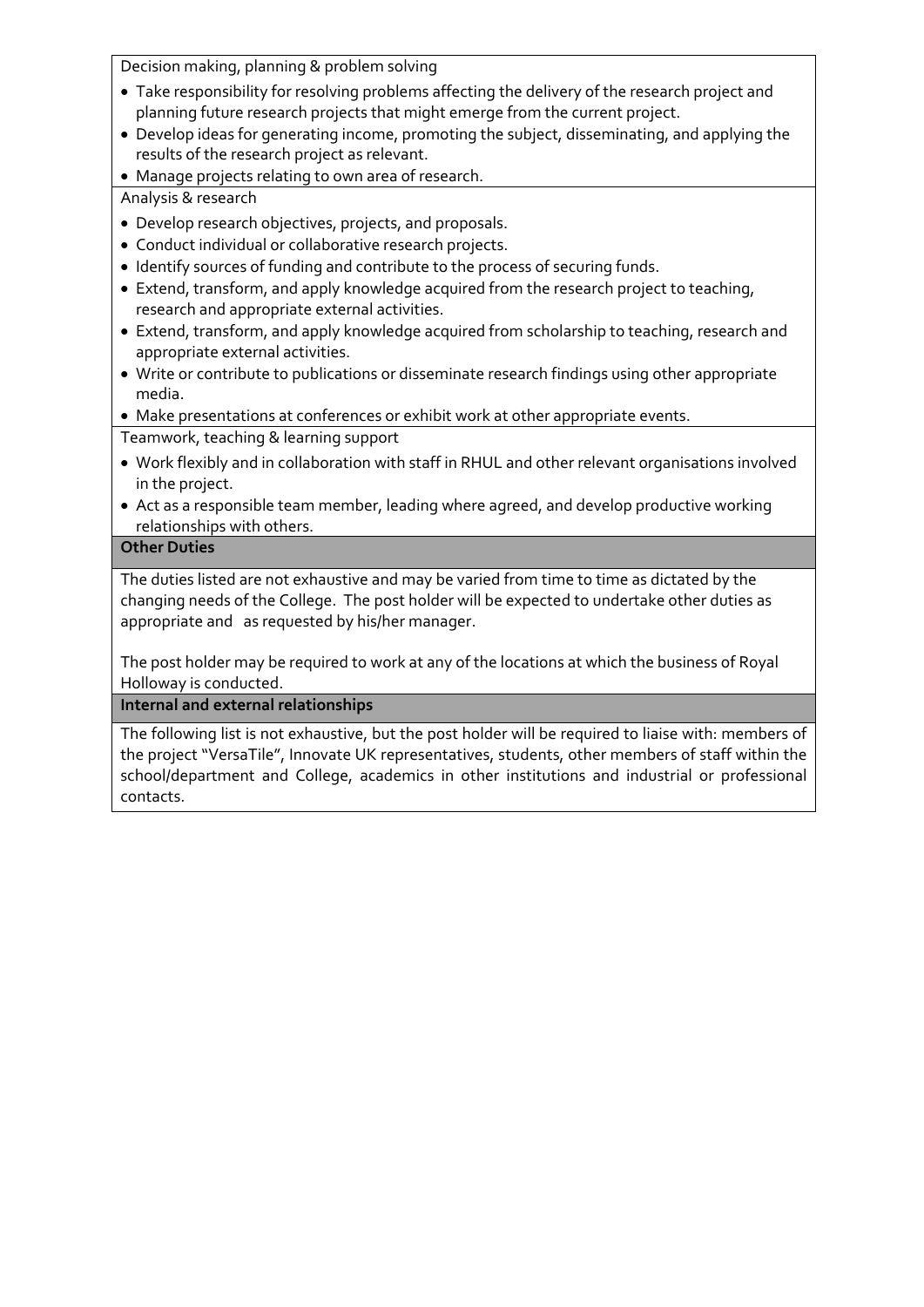Decision making, planning & problem solving

- Take responsibility for resolving problems affecting the delivery of the research project and planning future research projects that might emerge from the current project.
- Develop ideas for generating income, promoting the subject, disseminating, and applying the results of the research project as relevant.
- Manage projects relating to own area of research.

Analysis & research

- Develop research objectives, projects, and proposals.
- Conduct individual or collaborative research projects.
- Identify sources of funding and contribute to the process of securing funds.
- Extend, transform, and apply knowledge acquired from the research project to teaching, research and appropriate external activities.
- Extend, transform, and apply knowledge acquired from scholarship to teaching, research and appropriate external activities.
- Write or contribute to publications or disseminate research findings using other appropriate media.
- Make presentations at conferences or exhibit work at other appropriate events.

Teamwork, teaching & learning support

- Work flexibly and in collaboration with staff in RHUL and other relevant organisations involved in the project.
- Act as a responsible team member, leading where agreed, and develop productive working relationships with others.

**Other Duties**

The duties listed are not exhaustive and may be varied from time to time as dictated by the changing needs of the College. The post holder will be expected to undertake other duties as appropriate and as requested by his/her manager.

The post holder may be required to work at any of the locations at which the business of Royal Holloway is conducted.

**Internal and external relationships**

The following list is not exhaustive, but the post holder will be required to liaise with: members of the project "VersaTile", Innovate UK representatives, students, other members of staff within the school/department and College, academics in other institutions and industrial or professional contacts.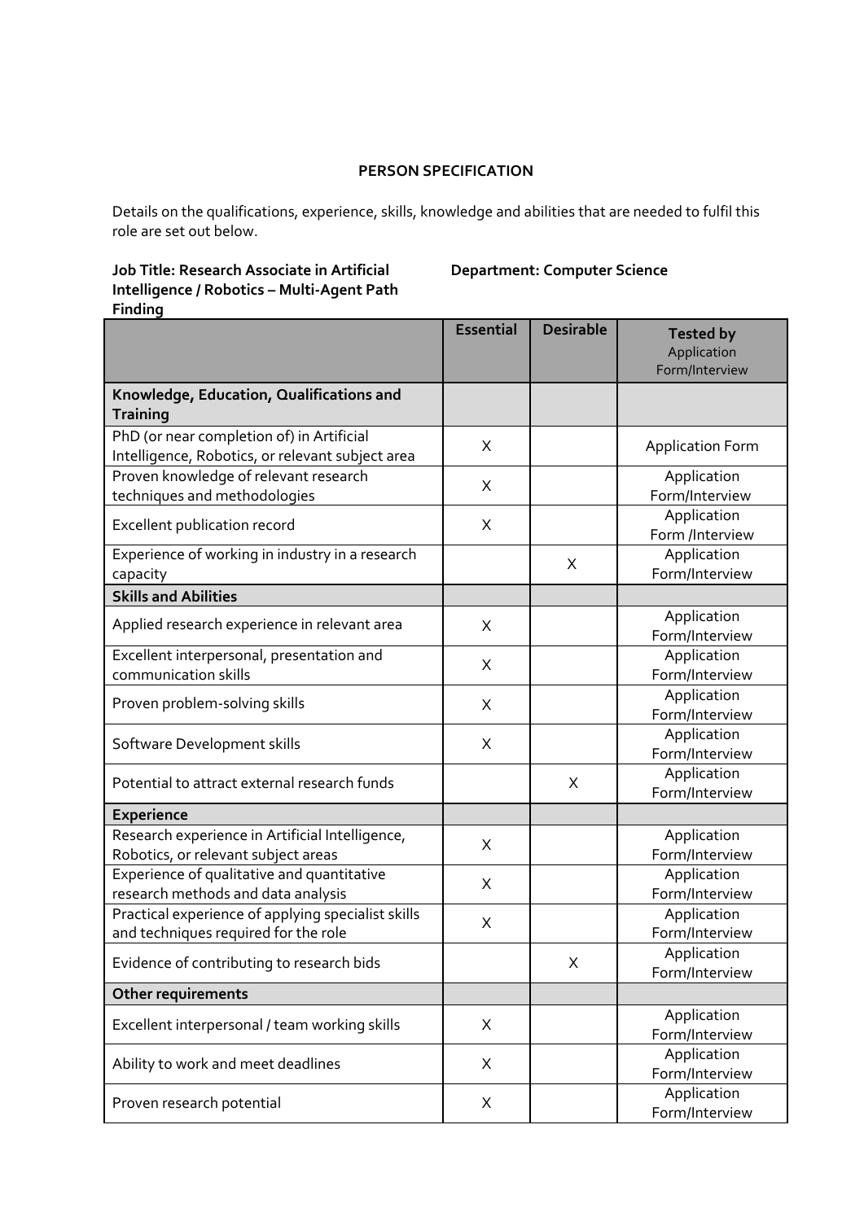**PERSON SPECIFICATION**

Details on the qualifications, experience, skills, knowledge and abilities that are needed to fulfil this role are set out below.

**Job Title: Research Associate in Artificial Intelligence / Robotics – Multi-Agent Path Finding**

**Department: Computer Science**

| | Essential | Desirable | Tested by Application Form/Interview |
|---|---|---|---|
| **Knowledge, Education, Qualifications and Training** | | | |
| PhD (or near completion of) in Artificial Intelligence, Robotics, or relevant subject area | X | | Application Form |
| Proven knowledge of relevant research techniques and methodologies | X | | Application Form/Interview |
| Excellent publication record | X | | Application Form /Interview |
| Experience of working in industry in a research capacity | | X | Application Form/Interview |
| **Skills and Abilities** | | | |
| Applied research experience in relevant area | X | | Application Form/Interview |
| Excellent interpersonal, presentation and communication skills | X | | Application Form/Interview |
| Proven problem-solving skills | X | | Application Form/Interview |
| Software Development skills | X | | Application Form/Interview |
| Potential to attract external research funds | | X | Application Form/Interview |
| **Experience** | | | |
| Research experience in Artificial Intelligence, Robotics, or relevant subject areas | X | | Application Form/Interview |
| Experience of qualitative and quantitative research methods and data analysis | X | | Application Form/Interview |
| Practical experience of applying specialist skills and techniques required for the role | X | | Application Form/Interview |
| Evidence of contributing to research bids | | X | Application Form/Interview |
| **Other requirements** | | | |
| Excellent interpersonal / team working skills | X | | Application Form/Interview |
| Ability to work and meet deadlines | X | | Application Form/Interview |
| Proven research potential | X | | Application Form/Interview |